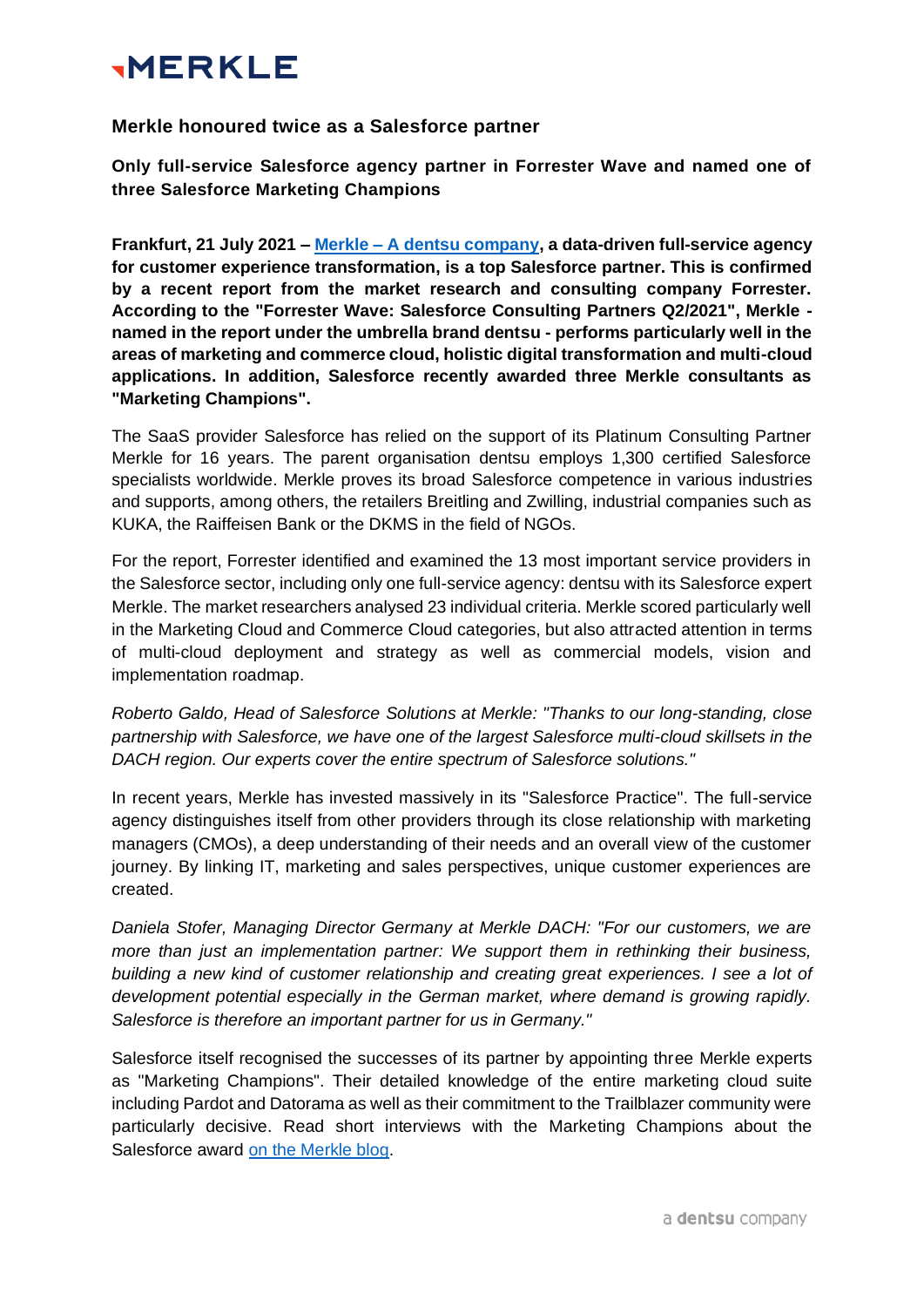MERKLE

## Merkle honoured twice as a Salesforce partner

**Only full-service Salesforce agency partner in Forrester Wave and named one of three Salesforce Marketing Champions**

**Frankfurt, 21 July 2021 – [Merkle – A dentsu company](), a data-driven full-service agency for customer experience transformation, is a top Salesforce partner. This is confirmed by a recent report from the market research and consulting company Forrester. According to the "Forrester Wave: Salesforce Consulting Partners Q2/2021", Merkle - named in the report under the umbrella brand dentsu - performs particularly well in the areas of marketing and commerce cloud, holistic digital transformation and multi-cloud applications. In addition, Salesforce recently awarded three Merkle consultants as "Marketing Champions".**

The SaaS provider Salesforce has relied on the support of its Platinum Consulting Partner Merkle for 16 years. The parent organisation dentsu employs 1,300 certified Salesforce specialists worldwide. Merkle proves its broad Salesforce competence in various industries and supports, among others, the retailers Breitling and Zwilling, industrial companies such as KUKA, the Raiffeisen Bank or the DKMS in the field of NGOs.

For the report, Forrester identified and examined the 13 most important service providers in the Salesforce sector, including only one full-service agency: dentsu with its Salesforce expert Merkle. The market researchers analysed 23 individual criteria. Merkle scored particularly well in the Marketing Cloud and Commerce Cloud categories, but also attracted attention in terms of multi-cloud deployment and strategy as well as commercial models, vision and implementation roadmap.

*Roberto Galdo, Head of Salesforce Solutions at Merkle: "Thanks to our long-standing, close partnership with Salesforce, we have one of the largest Salesforce multi-cloud skillsets in the DACH region. Our experts cover the entire spectrum of Salesforce solutions."*

In recent years, Merkle has invested massively in its "Salesforce Practice". The full-service agency distinguishes itself from other providers through its close relationship with marketing managers (CMOs), a deep understanding of their needs and an overall view of the customer journey. By linking IT, marketing and sales perspectives, unique customer experiences are created.

*Daniela Stofer, Managing Director Germany at Merkle DACH: "For our customers, we are more than just an implementation partner: We support them in rethinking their business, building a new kind of customer relationship and creating great experiences. I see a lot of development potential especially in the German market, where demand is growing rapidly. Salesforce is therefore an important partner for us in Germany."*

Salesforce itself recognised the successes of its partner by appointing three Merkle experts as "Marketing Champions". Their detailed knowledge of the entire marketing cloud suite including Pardot and Datorama as well as their commitment to the Trailblazer community were particularly decisive. Read short interviews with the Marketing Champions about the Salesforce award [on the Merkle blog]().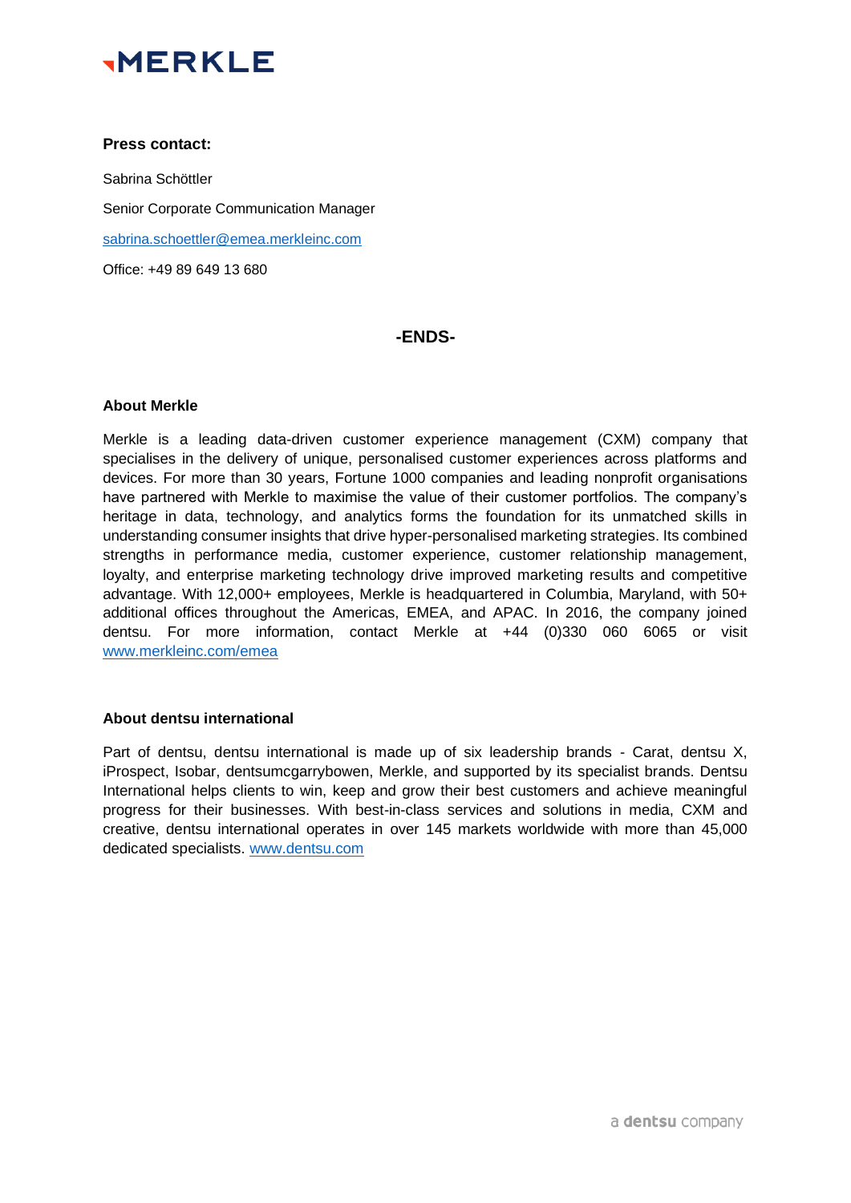**Press contact:**

Sabrina Schöttler

Senior Corporate Communication Manager

sabrina.schoettler@emea.merkleinc.com

Office: +49 89 649 13 680

**-ENDS-**

**About Merkle**

Merkle is a leading data-driven customer experience management (CXM) company that specialises in the delivery of unique, personalised customer experiences across platforms and devices. For more than 30 years, Fortune 1000 companies and leading nonprofit organisations have partnered with Merkle to maximise the value of their customer portfolios. The company's heritage in data, technology, and analytics forms the foundation for its unmatched skills in understanding consumer insights that drive hyper-personalised marketing strategies. Its combined strengths in performance media, customer experience, customer relationship management, loyalty, and enterprise marketing technology drive improved marketing results and competitive advantage. With 12,000+ employees, Merkle is headquartered in Columbia, Maryland, with 50+ additional offices throughout the Americas, EMEA, and APAC. In 2016, the company joined dentsu. For more information, contact Merkle at +44 (0)330 060 6065 or visit www.merkleinc.com/emea

**About dentsu international**

Part of dentsu, dentsu international is made up of six leadership brands - Carat, dentsu X, iProspect, Isobar, dentsumcgarrybowen, Merkle, and supported by its specialist brands. Dentsu International helps clients to win, keep and grow their best customers and achieve meaningful progress for their businesses. With best-in-class services and solutions in media, CXM and creative, dentsu international operates in over 145 markets worldwide with more than 45,000 dedicated specialists. www.dentsu.com